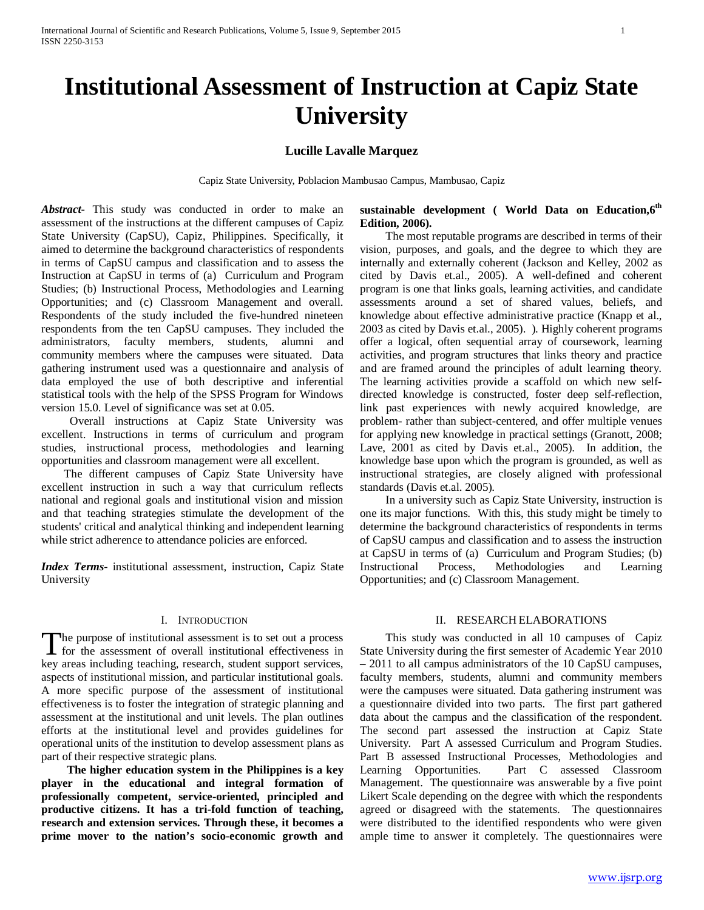# Institutional Assessment of Instruction at Capiz State University

**Lucille Lavalle Marquez**

Capiz State University, Poblacion Mambusao Campus, Mambusao, Capiz

***Abstract-*** This study was conducted in order to make an assessment of the instructions at the different campuses of Capiz State University (CapSU), Capiz, Philippines. Specifically, it aimed to determine the background characteristics of respondents in terms of CapSU campus and classification and to assess the Instruction at CapSU in terms of (a) Curriculum and Program Studies; (b) Instructional Process, Methodologies and Learning Opportunities; and (c) Classroom Management and overall. Respondents of the study included the five-hundred nineteen respondents from the ten CapSU campuses. They included the administrators, faculty members, students, alumni and community members where the campuses were situated. Data gathering instrument used was a questionnaire and analysis of data employed the use of both descriptive and inferential statistical tools with the help of the SPSS Program for Windows version 15.0. Level of significance was set at 0.05.

Overall instructions at Capiz State University was excellent. Instructions in terms of curriculum and program studies, instructional process, methodologies and learning opportunities and classroom management were all excellent.

The different campuses of Capiz State University have excellent instruction in such a way that curriculum reflects national and regional goals and institutional vision and mission and that teaching strategies stimulate the development of the students' critical and analytical thinking and independent learning while strict adherence to attendance policies are enforced.

***Index Terms*-** institutional assessment, instruction, Capiz State University

## I. Introduction

The purpose of institutional assessment is to set out a process for the assessment of overall institutional effectiveness in key areas including teaching, research, student support services, aspects of institutional mission, and particular institutional goals. A more specific purpose of the assessment of institutional effectiveness is to foster the integration of strategic planning and assessment at the institutional and unit levels. The plan outlines efforts at the institutional level and provides guidelines for operational units of the institution to develop assessment plans as part of their respective strategic plans.

**The higher education system in the Philippines is a key player in the educational and integral formation of professionally competent, service-oriented, principled and productive citizens. It has a tri-fold function of teaching, research and extension services. Through these, it becomes a prime mover to the nation's socio-economic growth and sustainable development ( World Data on Education,6th Edition, 2006).**

The most reputable programs are described in terms of their vision, purposes, and goals, and the degree to which they are internally and externally coherent (Jackson and Kelley, 2002 as cited by Davis et.al., 2005). A well-defined and coherent program is one that links goals, learning activities, and candidate assessments around a set of shared values, beliefs, and knowledge about effective administrative practice (Knapp et al., 2003 as cited by Davis et.al., 2005). ). Highly coherent programs offer a logical, often sequential array of coursework, learning activities, and program structures that links theory and practice and are framed around the principles of adult learning theory. The learning activities provide a scaffold on which new self-directed knowledge is constructed, foster deep self-reflection, link past experiences with newly acquired knowledge, are problem- rather than subject-centered, and offer multiple venues for applying new knowledge in practical settings (Granott, 2008; Lave, 2001 as cited by Davis et.al., 2005). In addition, the knowledge base upon which the program is grounded, as well as instructional strategies, are closely aligned with professional standards (Davis et.al. 2005).

In a university such as Capiz State University, instruction is one its major functions. With this, this study might be timely to determine the background characteristics of respondents in terms of CapSU campus and classification and to assess the instruction at CapSU in terms of (a) Curriculum and Program Studies; (b) Instructional Process, Methodologies and Learning Opportunities; and (c) Classroom Management.

## II. Research Elaborations

This study was conducted in all 10 campuses of Capiz State University during the first semester of Academic Year 2010 – 2011 to all campus administrators of the 10 CapSU campuses, faculty members, students, alumni and community members were the campuses were situated. Data gathering instrument was a questionnaire divided into two parts. The first part gathered data about the campus and the classification of the respondent. The second part assessed the instruction at Capiz State University. Part A assessed Curriculum and Program Studies. Part B assessed Instructional Processes, Methodologies and Learning Opportunities. Part C assessed Classroom Management. The questionnaire was answerable by a five point Likert Scale depending on the degree with which the respondents agreed or disagreed with the statements. The questionnaires were distributed to the identified respondents who were given ample time to answer it completely. The questionnaires were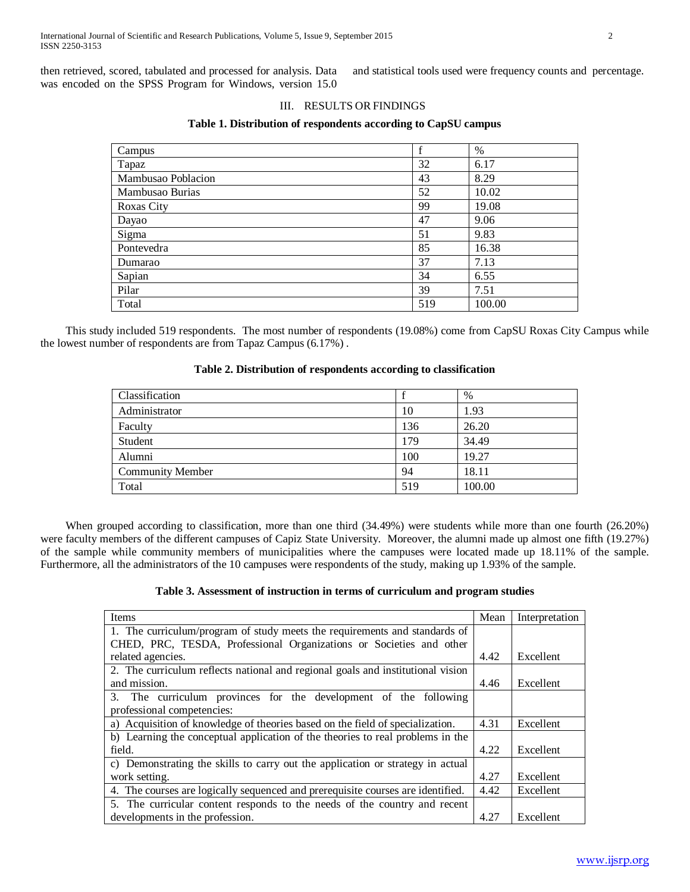then retrieved, scored, tabulated and processed for analysis. Data was encoded on the SPSS Program for Windows, version 15.0 and statistical tools used were frequency counts and percentage.

## III. RESULTS OR FINDINGS

**Table 1. Distribution of respondents according to CapSU campus**

| Campus | f | % |
|---|---|---|
| Tapaz | 32 | 6.17 |
| Mambusao Poblacion | 43 | 8.29 |
| Mambusao Burias | 52 | 10.02 |
| Roxas City | 99 | 19.08 |
| Dayao | 47 | 9.06 |
| Sigma | 51 | 9.83 |
| Pontevedra | 85 | 16.38 |
| Dumarao | 37 | 7.13 |
| Sapian | 34 | 6.55 |
| Pilar | 39 | 7.51 |
| Total | 519 | 100.00 |

This study included 519 respondents. The most number of respondents (19.08%) come from CapSU Roxas City Campus while the lowest number of respondents are from Tapaz Campus (6.17%) .

**Table 2. Distribution of respondents according to classification**

| Classification | f | % |
|---|---|---|
| Administrator | 10 | 1.93 |
| Faculty | 136 | 26.20 |
| Student | 179 | 34.49 |
| Alumni | 100 | 19.27 |
| Community Member | 94 | 18.11 |
| Total | 519 | 100.00 |

When grouped according to classification, more than one third (34.49%) were students while more than one fourth (26.20%) were faculty members of the different campuses of Capiz State University. Moreover, the alumni made up almost one fifth (19.27%) of the sample while community members of municipalities where the campuses were located made up 18.11% of the sample. Furthermore, all the administrators of the 10 campuses were respondents of the study, making up 1.93% of the sample.

**Table 3. Assessment of instruction in terms of curriculum and program studies**

| Items | Mean | Interpretation |
|---|---|---|
| 1. The curriculum/program of study meets the requirements and standards of CHED, PRC, TESDA, Professional Organizations or Societies and other related agencies. | 4.42 | Excellent |
| 2. The curriculum reflects national and regional goals and institutional vision and mission. | 4.46 | Excellent |
| 3. The curriculum provinces for the development of the following professional competencies: | | |
| a) Acquisition of knowledge of theories based on the field of specialization. | 4.31 | Excellent |
| b) Learning the conceptual application of the theories to real problems in the field. | 4.22 | Excellent |
| c) Demonstrating the skills to carry out the application or strategy in actual work setting. | 4.27 | Excellent |
| 4. The courses are logically sequenced and prerequisite courses are identified. | 4.42 | Excellent |
| 5. The curricular content responds to the needs of the country and recent developments in the profession. | 4.27 | Excellent |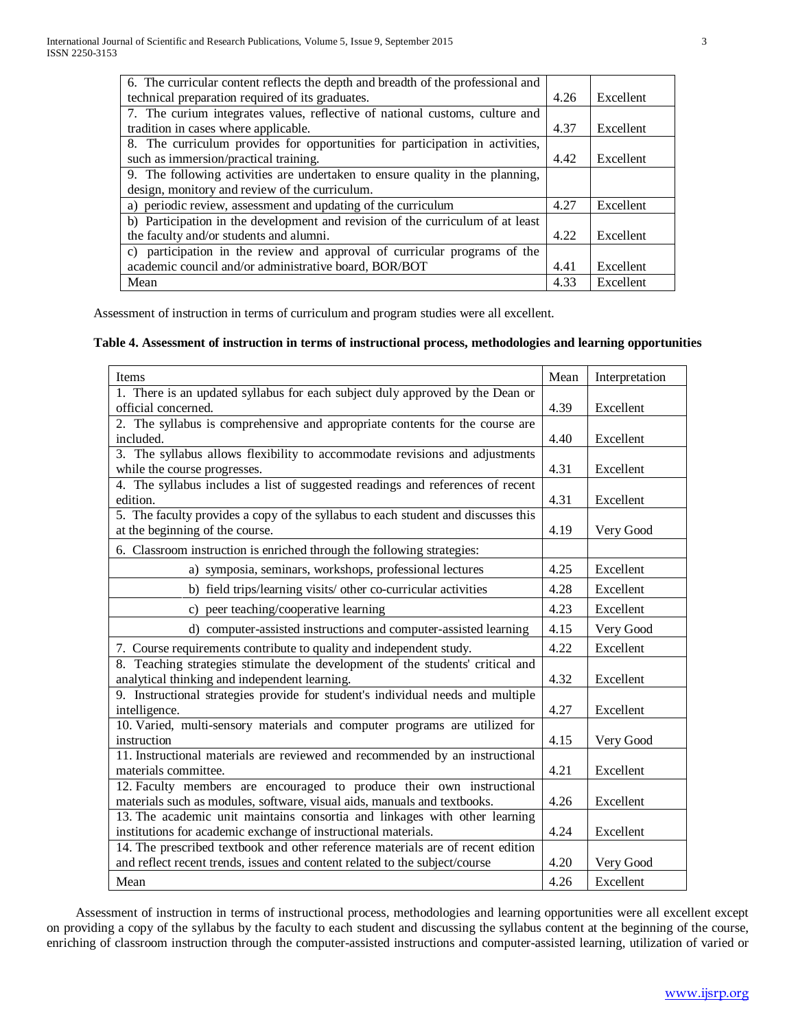| | | |
|---|---|---|
| 6. The curricular content reflects the depth and breadth of the professional and technical preparation required of its graduates. | 4.26 | Excellent |
| 7. The curium integrates values, reflective of national customs, culture and tradition in cases where applicable. | 4.37 | Excellent |
| 8. The curriculum provides for opportunities for participation in activities, such as immersion/practical training. | 4.42 | Excellent |
| 9. The following activities are undertaken to ensure quality in the planning, design, monitory and review of the curriculum. | | |
| a) periodic review, assessment and updating of the curriculum | 4.27 | Excellent |
| b) Participation in the development and revision of the curriculum of at least the faculty and/or students and alumni. | 4.22 | Excellent |
| c) participation in the review and approval of curricular programs of the academic council and/or administrative board, BOR/BOT | 4.41 | Excellent |
| Mean | 4.33 | Excellent |

Assessment of instruction in terms of curriculum and program studies were all excellent.

**Table 4. Assessment of instruction in terms of instructional process, methodologies and learning opportunities**

| Items | Mean | Interpretation |
|---|---|---|
| 1. There is an updated syllabus for each subject duly approved by the Dean or official concerned. | 4.39 | Excellent |
| 2. The syllabus is comprehensive and appropriate contents for the course are included. | 4.40 | Excellent |
| 3. The syllabus allows flexibility to accommodate revisions and adjustments while the course progresses. | 4.31 | Excellent |
| 4. The syllabus includes a list of suggested readings and references of recent edition. | 4.31 | Excellent |
| 5. The faculty provides a copy of the syllabus to each student and discusses this at the beginning of the course. | 4.19 | Very Good |
| 6. Classroom instruction is enriched through the following strategies: | | |
| a) symposia, seminars, workshops, professional lectures | 4.25 | Excellent |
| b) field trips/learning visits/ other co-curricular activities | 4.28 | Excellent |
| c) peer teaching/cooperative learning | 4.23 | Excellent |
| d) computer-assisted instructions and computer-assisted learning | 4.15 | Very Good |
| 7. Course requirements contribute to quality and independent study. | 4.22 | Excellent |
| 8. Teaching strategies stimulate the development of the students' critical and analytical thinking and independent learning. | 4.32 | Excellent |
| 9. Instructional strategies provide for student's individual needs and multiple intelligence. | 4.27 | Excellent |
| 10. Varied, multi-sensory materials and computer programs are utilized for instruction | 4.15 | Very Good |
| 11. Instructional materials are reviewed and recommended by an instructional materials committee. | 4.21 | Excellent |
| 12. Faculty members are encouraged to produce their own instructional materials such as modules, software, visual aids, manuals and textbooks. | 4.26 | Excellent |
| 13. The academic unit maintains consortia and linkages with other learning institutions for academic exchange of instructional materials. | 4.24 | Excellent |
| 14. The prescribed textbook and other reference materials are of recent edition and reflect recent trends, issues and content related to the subject/course | 4.20 | Very Good |
| Mean | 4.26 | Excellent |

Assessment of instruction in terms of instructional process, methodologies and learning opportunities were all excellent except on providing a copy of the syllabus by the faculty to each student and discussing the syllabus content at the beginning of the course, enriching of classroom instruction through the computer-assisted instructions and computer-assisted learning, utilization of varied or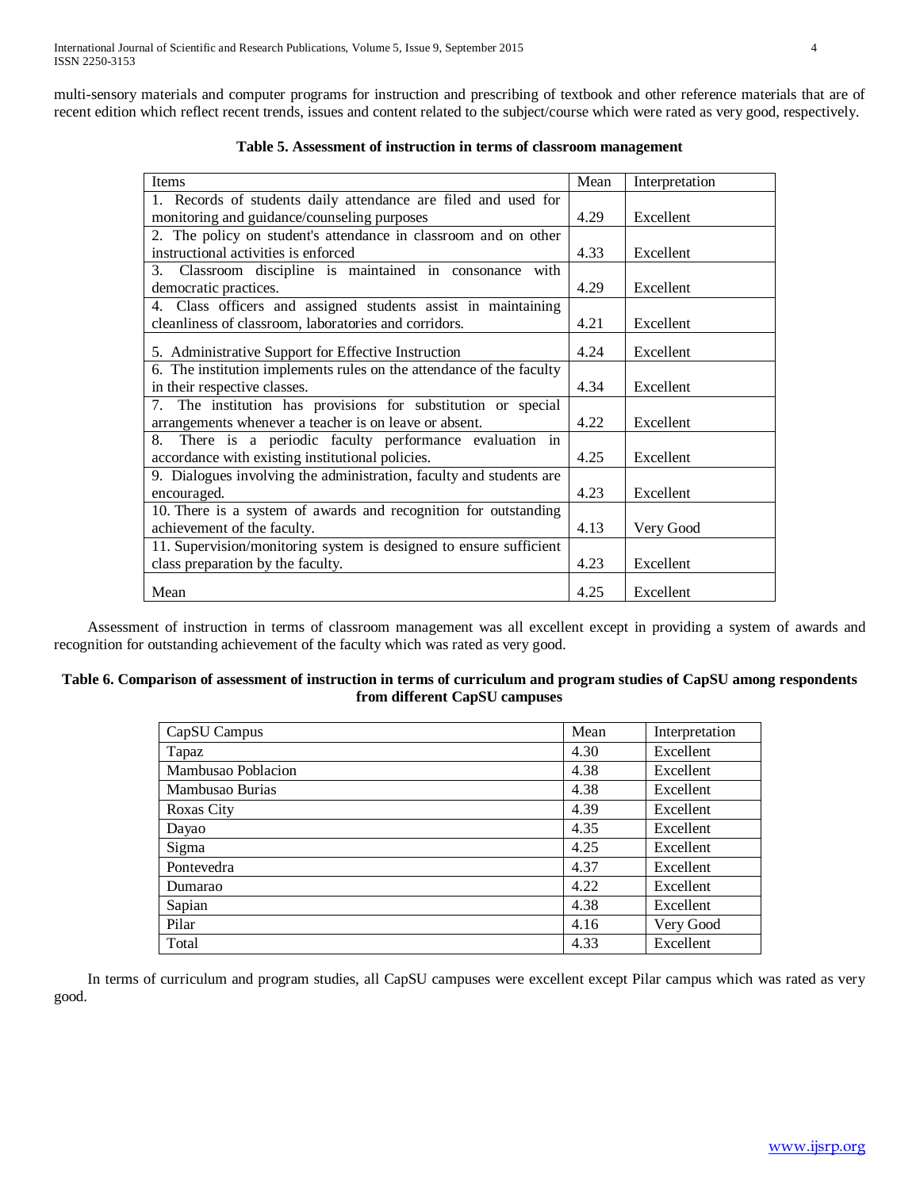multi-sensory materials and computer programs for instruction and prescribing of textbook and other reference materials that are of recent edition which reflect recent trends, issues and content related to the subject/course which were rated as very good, respectively.

**Table 5. Assessment of instruction in terms of classroom management**

| Items | Mean | Interpretation |
|---|---|---|
| 1. Records of students daily attendance are filed and used for monitoring and guidance/counseling purposes | 4.29 | Excellent |
| 2. The policy on student's attendance in classroom and on other instructional activities is enforced | 4.33 | Excellent |
| 3. Classroom discipline is maintained in consonance with democratic practices. | 4.29 | Excellent |
| 4. Class officers and assigned students assist in maintaining cleanliness of classroom, laboratories and corridors. | 4.21 | Excellent |
| 5. Administrative Support for Effective Instruction | 4.24 | Excellent |
| 6. The institution implements rules on the attendance of the faculty in their respective classes. | 4.34 | Excellent |
| 7. The institution has provisions for substitution or special arrangements whenever a teacher is on leave or absent. | 4.22 | Excellent |
| 8. There is a periodic faculty performance evaluation in accordance with existing institutional policies. | 4.25 | Excellent |
| 9. Dialogues involving the administration, faculty and students are encouraged. | 4.23 | Excellent |
| 10. There is a system of awards and recognition for outstanding achievement of the faculty. | 4.13 | Very Good |
| 11. Supervision/monitoring system is designed to ensure sufficient class preparation by the faculty. | 4.23 | Excellent |
| Mean | 4.25 | Excellent |

Assessment of instruction in terms of classroom management was all excellent except in providing a system of awards and recognition for outstanding achievement of the faculty which was rated as very good.

**Table 6. Comparison of assessment of instruction in terms of curriculum and program studies of CapSU among respondents from different CapSU campuses**

| CapSU Campus | Mean | Interpretation |
|---|---|---|
| Tapaz | 4.30 | Excellent |
| Mambusao Poblacion | 4.38 | Excellent |
| Mambusao Burias | 4.38 | Excellent |
| Roxas City | 4.39 | Excellent |
| Dayao | 4.35 | Excellent |
| Sigma | 4.25 | Excellent |
| Pontevedra | 4.37 | Excellent |
| Dumarao | 4.22 | Excellent |
| Sapian | 4.38 | Excellent |
| Pilar | 4.16 | Very Good |
| Total | 4.33 | Excellent |

In terms of curriculum and program studies, all CapSU campuses were excellent except Pilar campus which was rated as very good.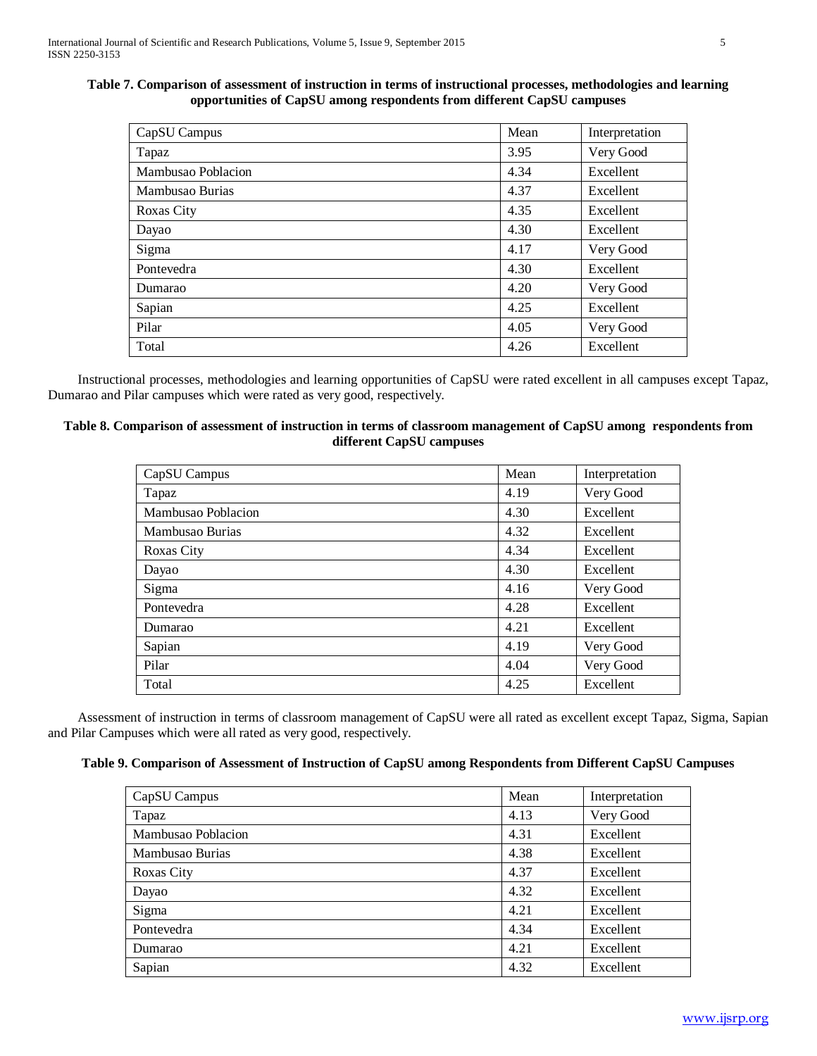**Table 7. Comparison of assessment of instruction in terms of instructional processes, methodologies and learning opportunities of CapSU among respondents from different CapSU campuses**

| CapSU Campus | Mean | Interpretation |
|---|---|---|
| Tapaz | 3.95 | Very Good |
| Mambusao Poblacion | 4.34 | Excellent |
| Mambusao Burias | 4.37 | Excellent |
| Roxas City | 4.35 | Excellent |
| Dayao | 4.30 | Excellent |
| Sigma | 4.17 | Very Good |
| Pontevedra | 4.30 | Excellent |
| Dumarao | 4.20 | Very Good |
| Sapian | 4.25 | Excellent |
| Pilar | 4.05 | Very Good |
| Total | 4.26 | Excellent |

Instructional processes, methodologies and learning opportunities of CapSU were rated excellent in all campuses except Tapaz, Dumarao and Pilar campuses which were rated as very good, respectively.

**Table 8. Comparison of assessment of instruction in terms of classroom management of CapSU among respondents from different CapSU campuses**

| CapSU Campus | Mean | Interpretation |
|---|---|---|
| Tapaz | 4.19 | Very Good |
| Mambusao Poblacion | 4.30 | Excellent |
| Mambusao Burias | 4.32 | Excellent |
| Roxas City | 4.34 | Excellent |
| Dayao | 4.30 | Excellent |
| Sigma | 4.16 | Very Good |
| Pontevedra | 4.28 | Excellent |
| Dumarao | 4.21 | Excellent |
| Sapian | 4.19 | Very Good |
| Pilar | 4.04 | Very Good |
| Total | 4.25 | Excellent |

Assessment of instruction in terms of classroom management of CapSU were all rated as excellent except Tapaz, Sigma, Sapian and Pilar Campuses which were all rated as very good, respectively.

**Table 9. Comparison of Assessment of Instruction of CapSU among Respondents from Different CapSU Campuses**

| CapSU Campus | Mean | Interpretation |
|---|---|---|
| Tapaz | 4.13 | Very Good |
| Mambusao Poblacion | 4.31 | Excellent |
| Mambusao Burias | 4.38 | Excellent |
| Roxas City | 4.37 | Excellent |
| Dayao | 4.32 | Excellent |
| Sigma | 4.21 | Excellent |
| Pontevedra | 4.34 | Excellent |
| Dumarao | 4.21 | Excellent |
| Sapian | 4.32 | Excellent |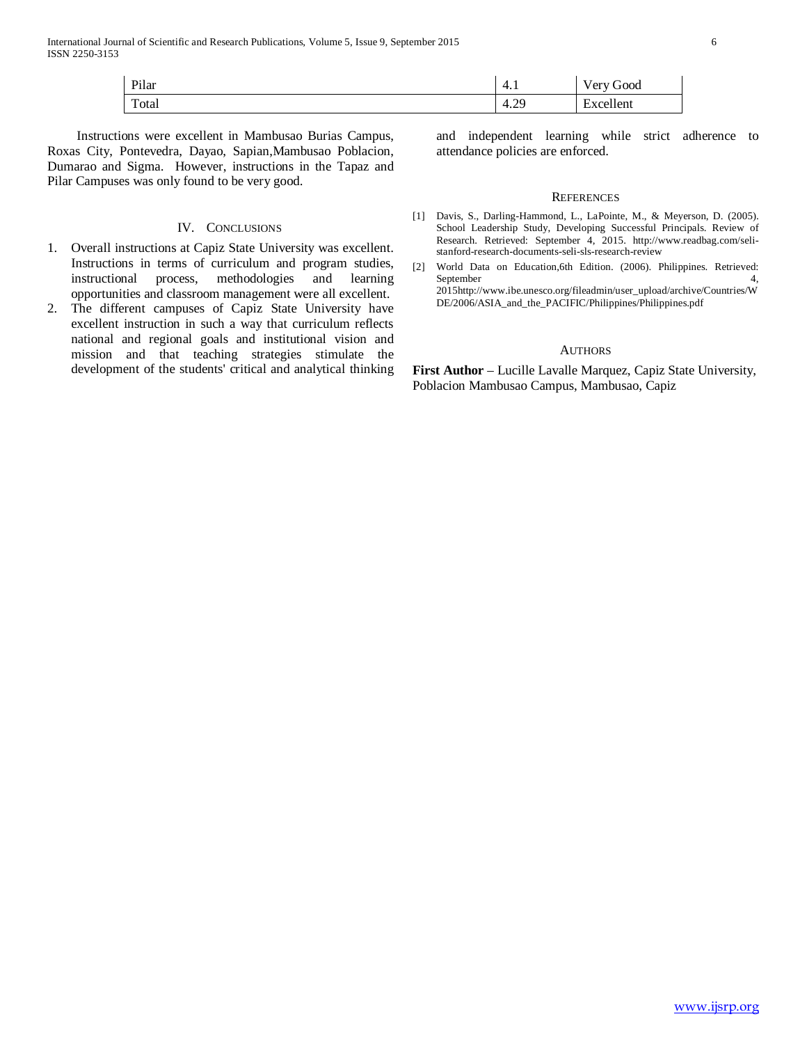| | | |
|---|---|---|
| Pilar | 4.1 | Very Good |
| Total | 4.29 | Excellent |

Instructions were excellent in Mambusao Burias Campus, Roxas City, Pontevedra, Dayao, Sapian,Mambusao Poblacion, Dumarao and Sigma. However, instructions in the Tapaz and Pilar Campuses was only found to be very good.

## IV. Conclusions

1. Overall instructions at Capiz State University was excellent. Instructions in terms of curriculum and program studies, instructional process, methodologies and learning opportunities and classroom management were all excellent.
2. The different campuses of Capiz State University have excellent instruction in such a way that curriculum reflects national and regional goals and institutional vision and mission and that teaching strategies stimulate the development of the students' critical and analytical thinking and independent learning while strict adherence to attendance policies are enforced.

## References

[1] Davis, S., Darling-Hammond, L., LaPointe, M., & Meyerson, D. (2005). School Leadership Study, Developing Successful Principals. Review of Research. Retrieved: September 4, 2015. http://www.readbag.com/seli-stanford-research-documents-seli-sls-research-review

[2] World Data on Education,6th Edition. (2006). Philippines. Retrieved: September 4, 2015http://www.ibe.unesco.org/fileadmin/user_upload/archive/Countries/WDE/2006/ASIA_and_the_PACIFIC/Philippines/Philippines.pdf

## Authors

**First Author** – Lucille Lavalle Marquez, Capiz State University, Poblacion Mambusao Campus, Mambusao, Capiz